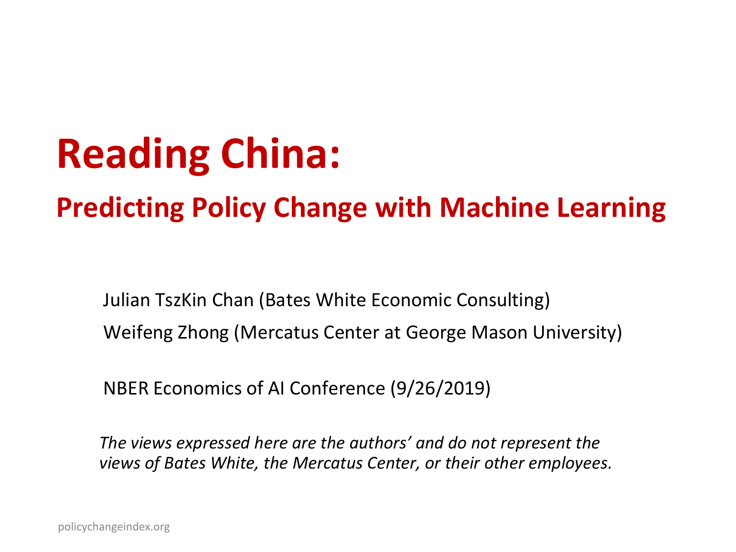# Reading China:

## Predicting Policy Change with Machine Learning

Julian TszKin Chan (Bates White Economic Consulting)

Weifeng Zhong (Mercatus Center at George Mason University)

NBER Economics of AI Conference (9/26/2019)

*The views expressed here are the authors' and do not represent the views of Bates White, the Mercatus Center, or their other employees.*

policychangeindex.org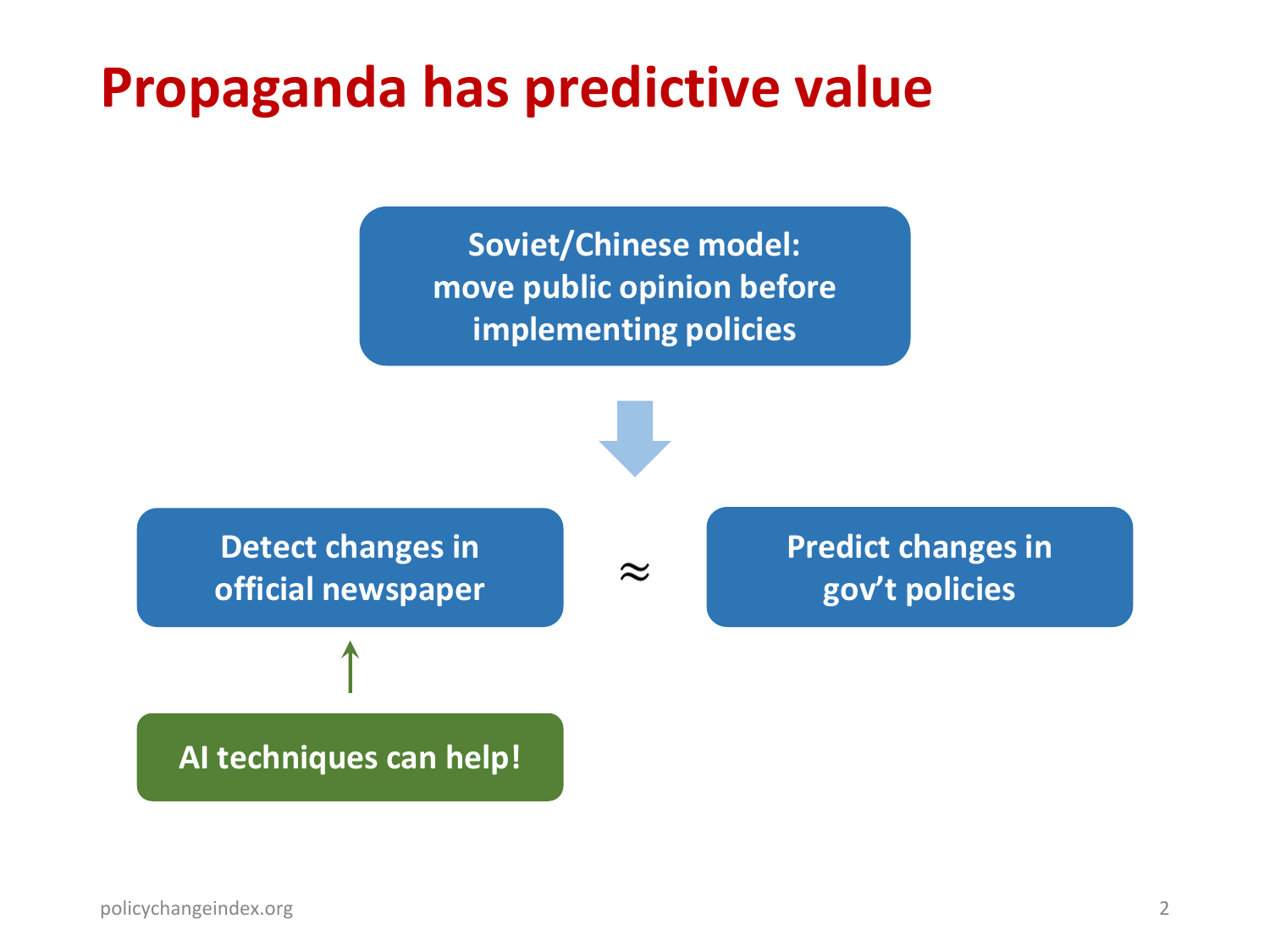# Propaganda has predictive value

**Soviet/Chinese model: move public opinion before implementing policies**

**Detect changes in official newspaper** ≈ **Predict changes in gov't policies**

**AI techniques can help!**

policychangeindex.org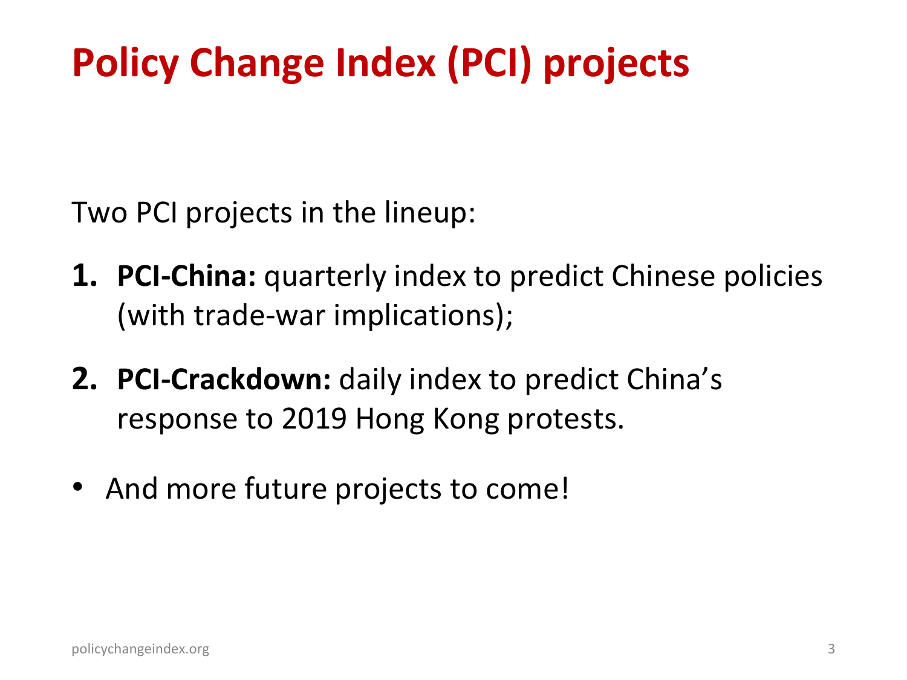# Policy Change Index (PCI) projects

Two PCI projects in the lineup:

1. **PCI-China:** quarterly index to predict Chinese policies (with trade-war implications);
2. **PCI-Crackdown:** daily index to predict China's response to 2019 Hong Kong protests.

- And more future projects to come!

policychangeindex.org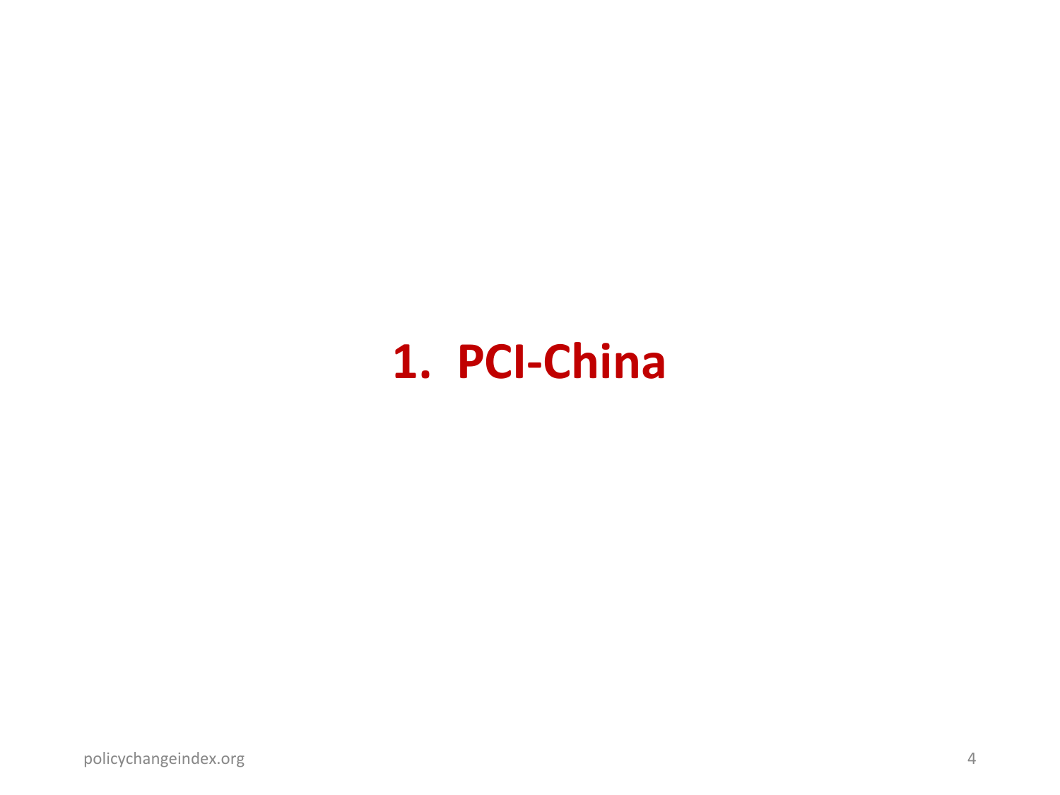# 1. PCI-China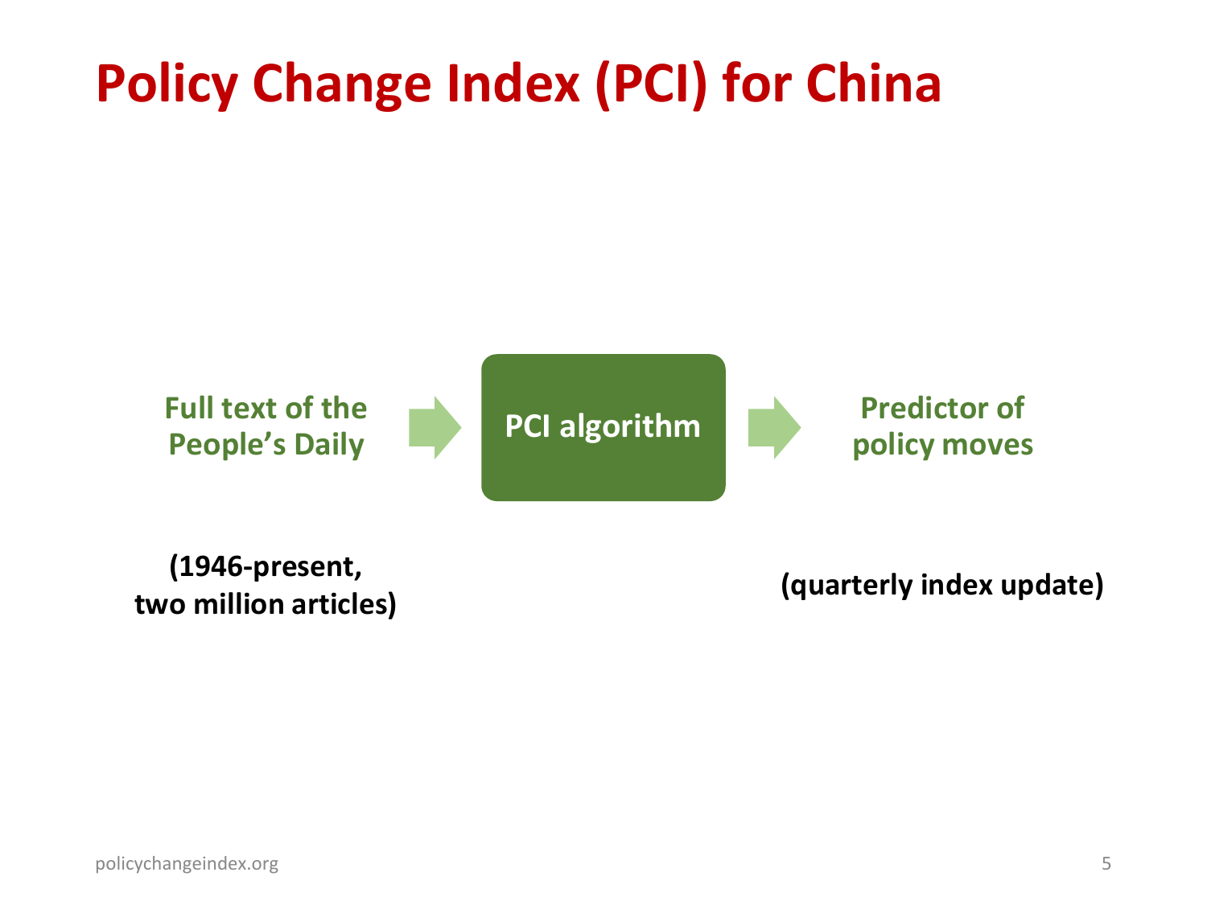# Policy Change Index (PCI) for China

Full text of the People's Daily → PCI algorithm → Predictor of policy moves

(1946-present, two million articles)

(quarterly index update)

policychangeindex.org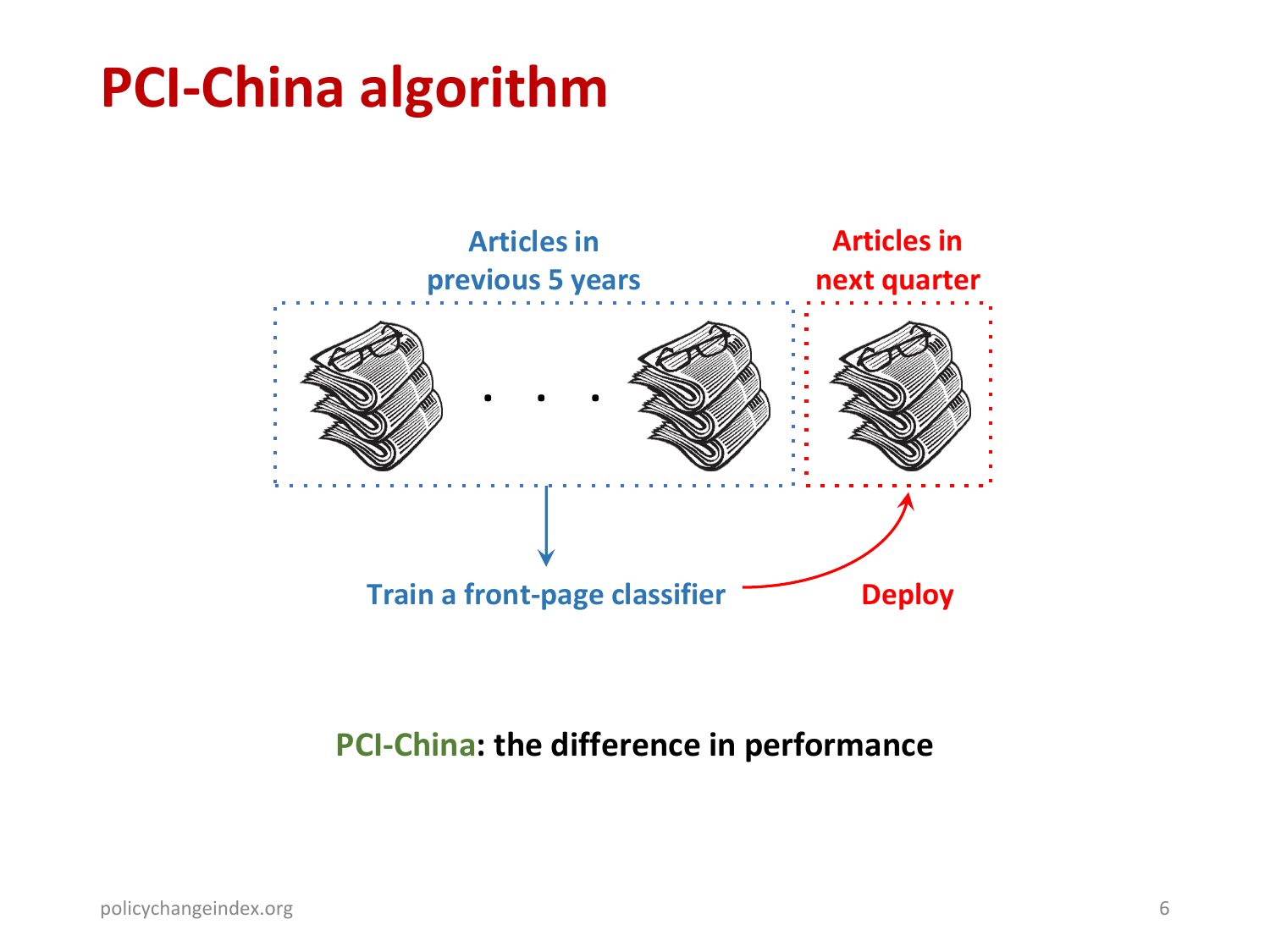# PCI-China algorithm

Articles in previous 5 years

Articles in next quarter

Train a front-page classifier

Deploy

**PCI-China: the difference in performance**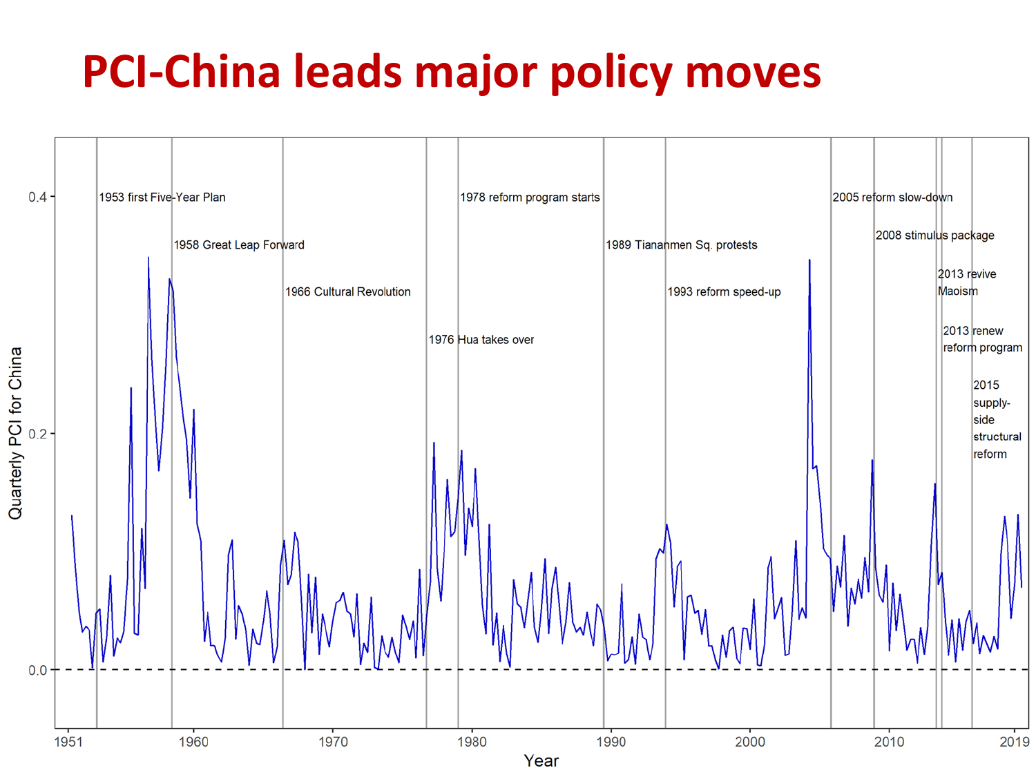# PCI-China leads major policy moves

Quarterly PCI for China

1953 first Five-Year Plan

1958 Great Leap Forward

1966 Cultural Revolution

1976 Hua takes over

1978 reform program starts

1989 Tiananmen Sq. protests

1993 reform speed-up

2005 reform slow-down

2008 stimulus package

2013 revive Maoism

2013 renew reform program

2015 supply-side structural reform

0.4

0.2

0.0

1951 1960 1970 1980 1990 2000 2010 2019

Year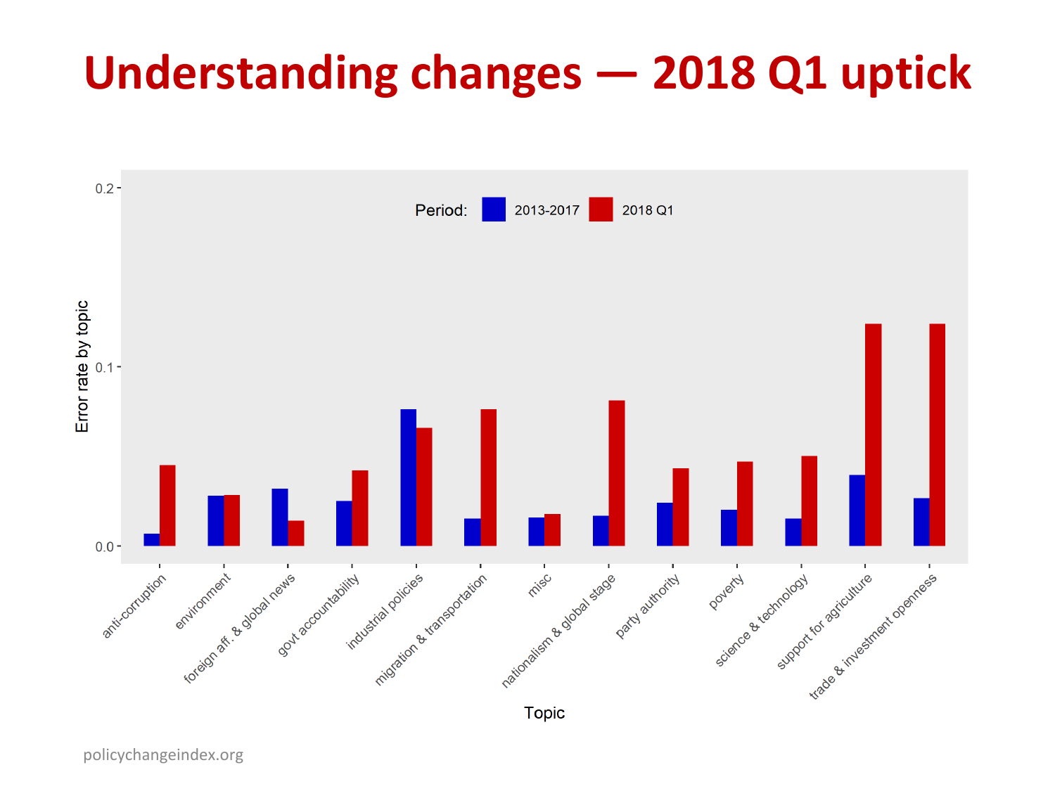# Understanding changes — 2018 Q1 uptick

Period: 2013-2017 | 2018 Q1

Error rate by topic

0.2

0.1

0.0

anti-corruption, environment, foreign aff. & global news, govt accountability, industrial policies, migration & transportation, misc, nationalism & global stage, party authority, poverty, science & technology, support for agriculture, trade & investment openness

Topic

policychangeindex.org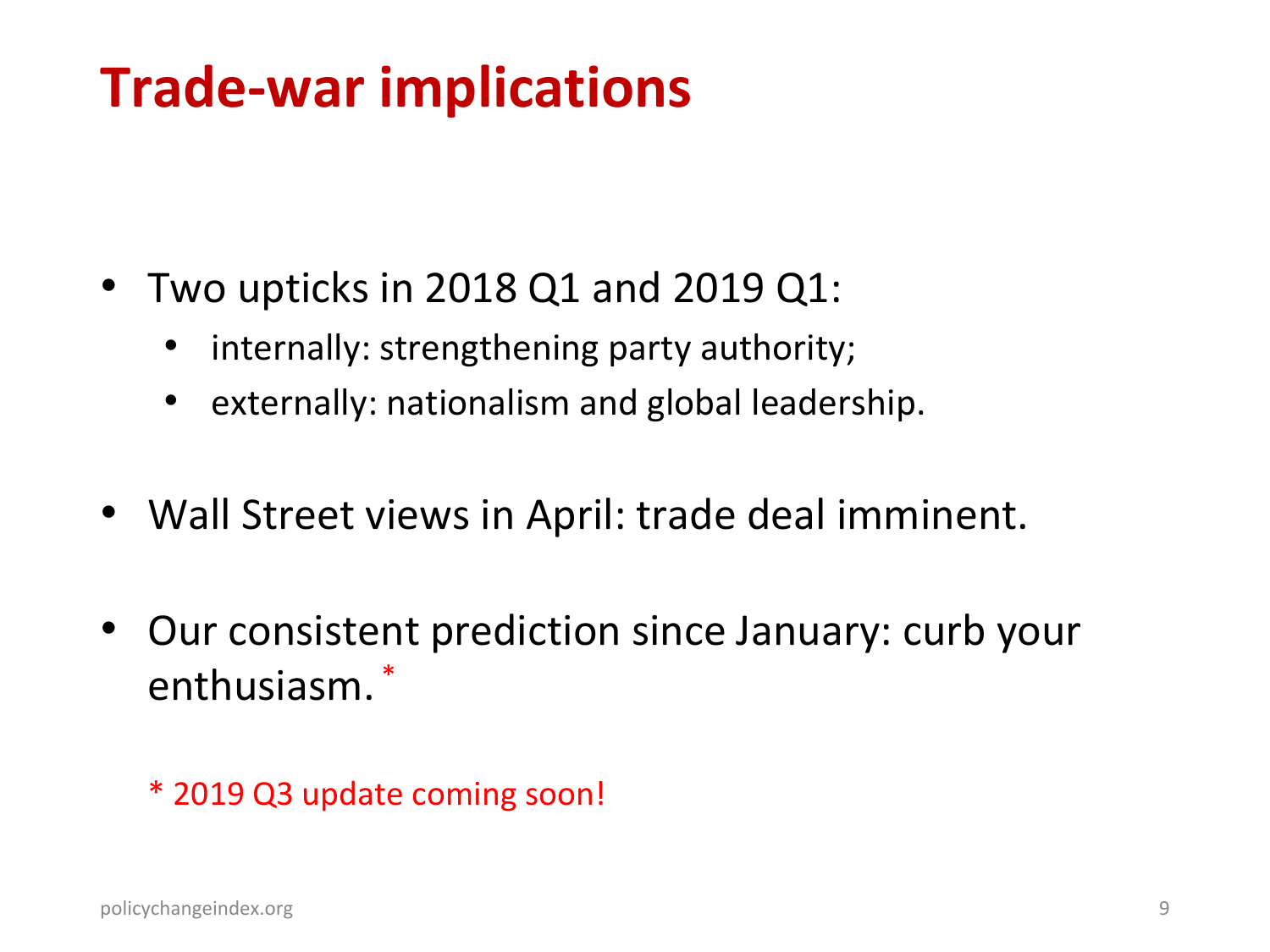# Trade-war implications

- Two upticks in 2018 Q1 and 2019 Q1:
  - internally: strengthening party authority;
  - externally: nationalism and global leadership.
- Wall Street views in April: trade deal imminent.
- Our consistent prediction since January: curb your enthusiasm.*

\* 2019 Q3 update coming soon!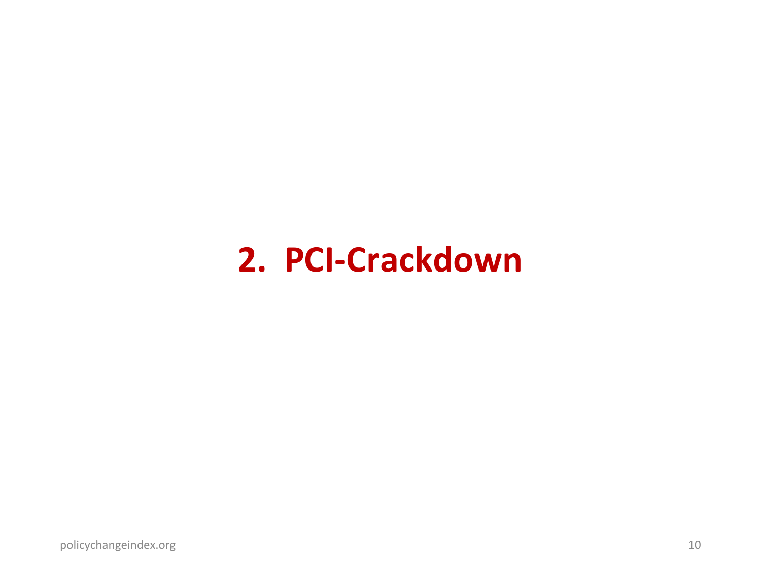# 2. PCI-Crackdown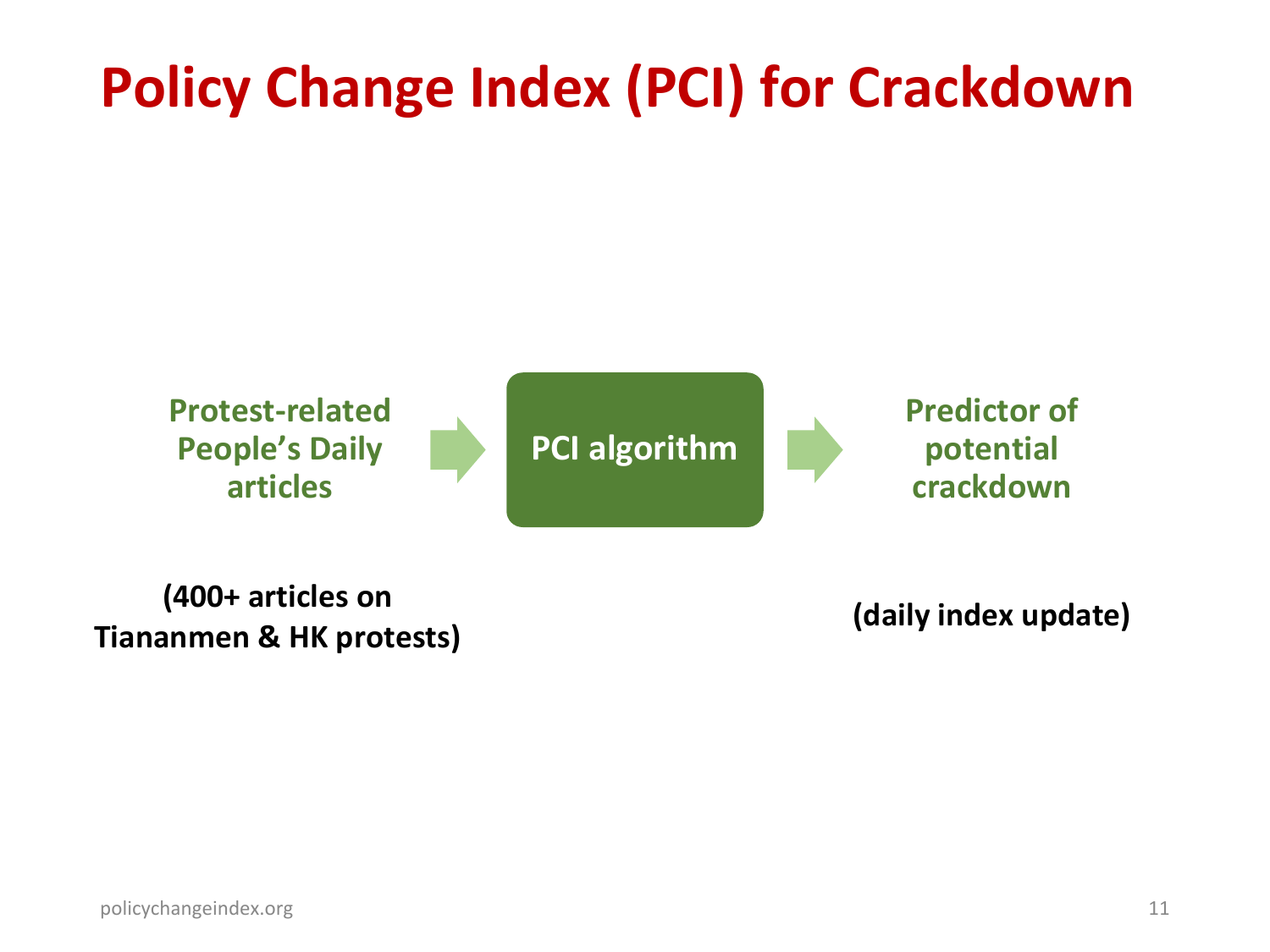# Policy Change Index (PCI) for Crackdown

**Protest-related People's Daily articles** → **PCI algorithm** → **Predictor of potential crackdown**

**(400+ articles on Tiananmen & HK protests)**

**(daily index update)**

policychangeindex.org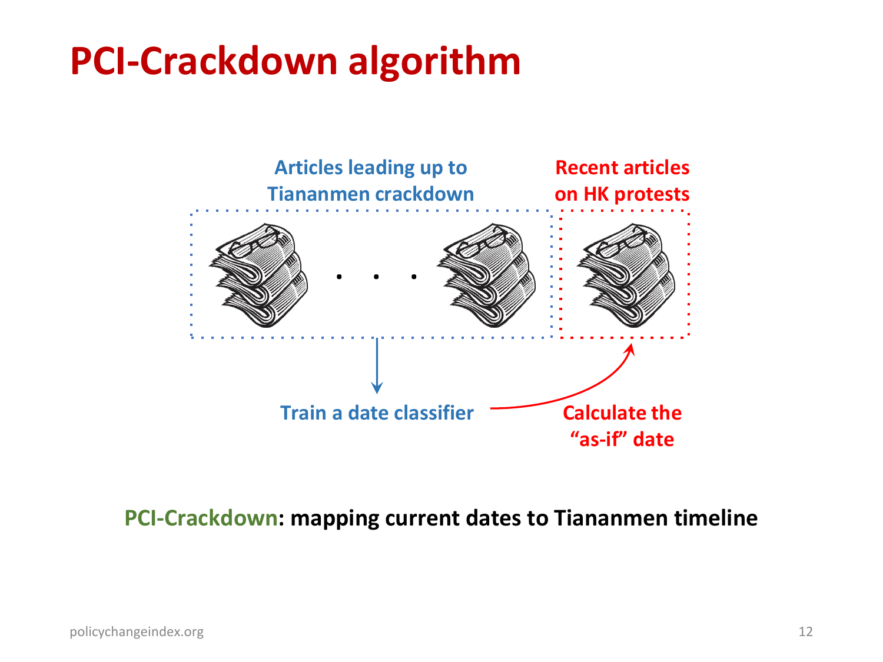# PCI-Crackdown algorithm

Articles leading up to Tiananmen crackdown

Recent articles on HK protests

Train a date classifier

Calculate the "as-if" date

**PCI-Crackdown: mapping current dates to Tiananmen timeline**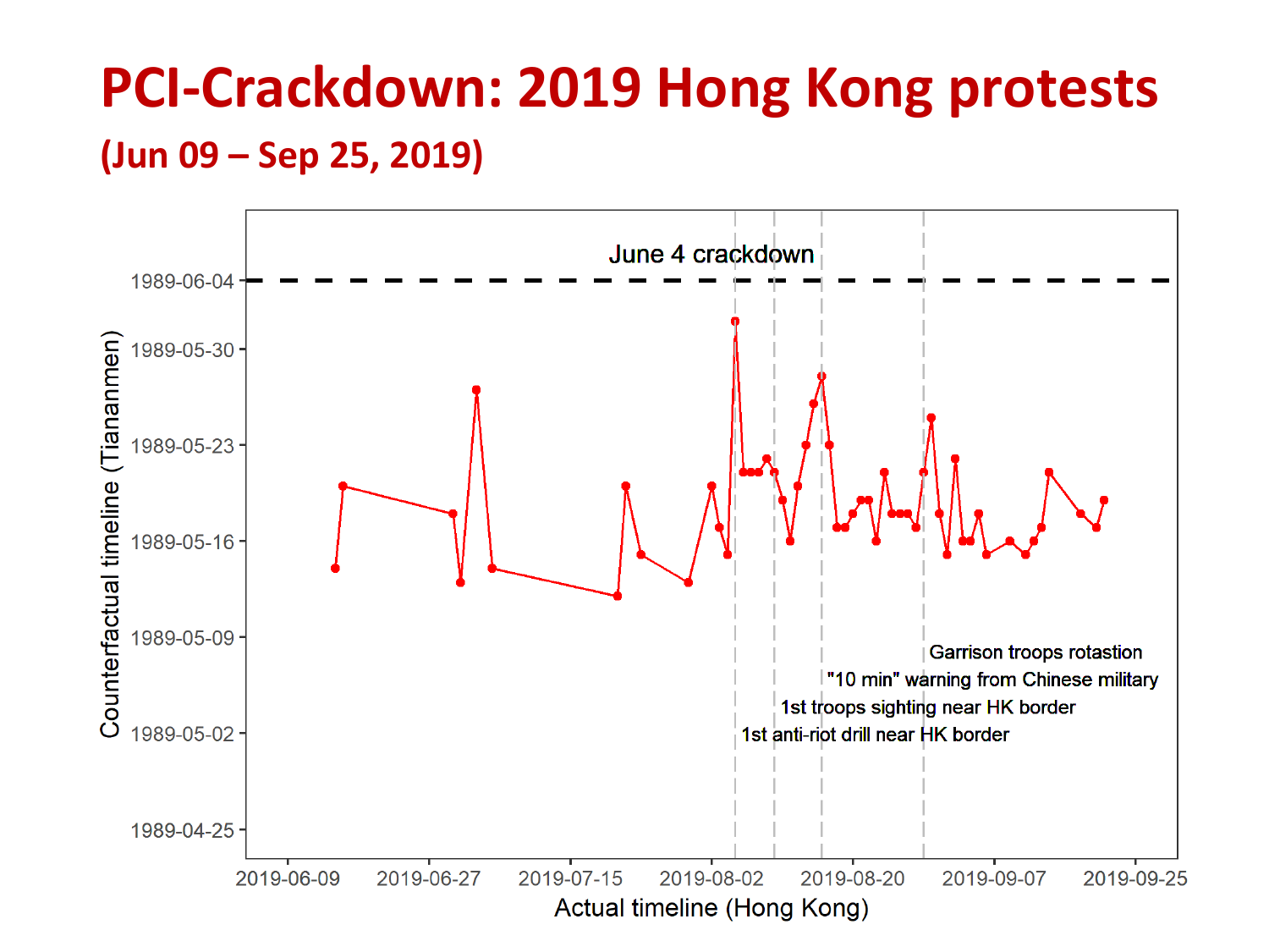# PCI-Crackdown: 2019 Hong Kong protests

## (Jun 09 – Sep 25, 2019)

June 4 crackdown

1989-06-04

1989-05-30

1989-05-23

1989-05-16

1989-05-09

1989-05-02

1989-04-25

Counterfactual timeline (Tiananmen)

Garrison troops rotastion

"10 min" warning from Chinese military

1st troops sighting near HK border

1st anti-riot drill near HK border

2019-06-09 2019-06-27 2019-07-15 2019-08-02 2019-08-20 2019-09-07 2019-09-25

Actual timeline (Hong Kong)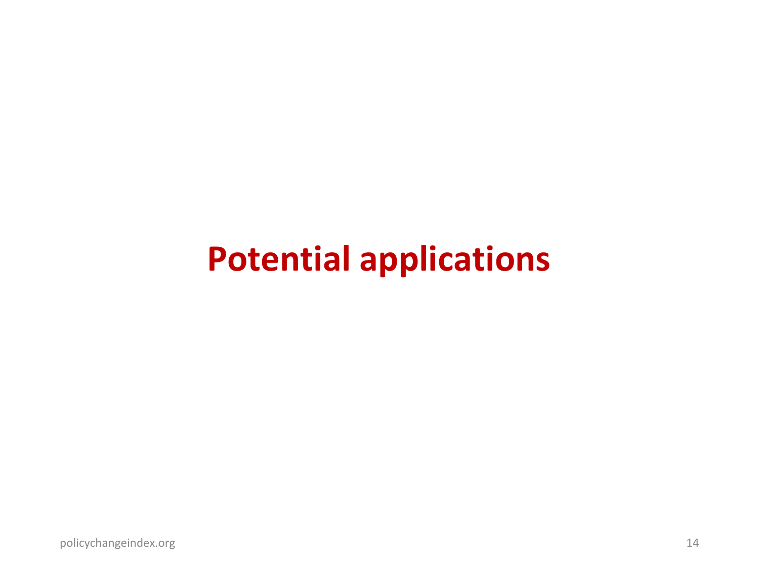# Potential applications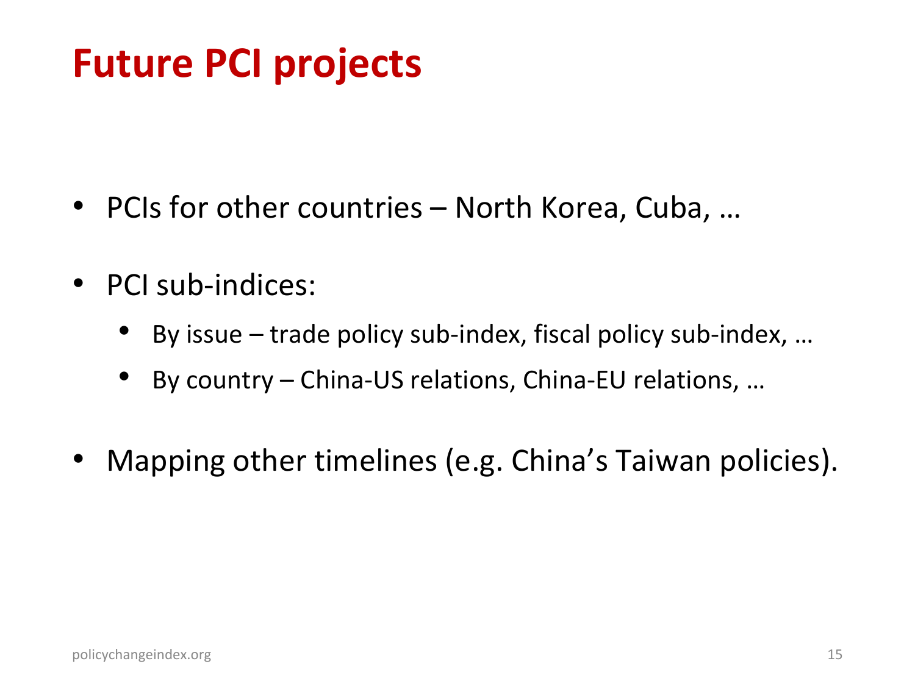# Future PCI projects

- PCIs for other countries – North Korea, Cuba, …
- PCI sub-indices:
  - By issue – trade policy sub-index, fiscal policy sub-index, …
  - By country – China-US relations, China-EU relations, …
- Mapping other timelines (e.g. China's Taiwan policies).

policychangeindex.org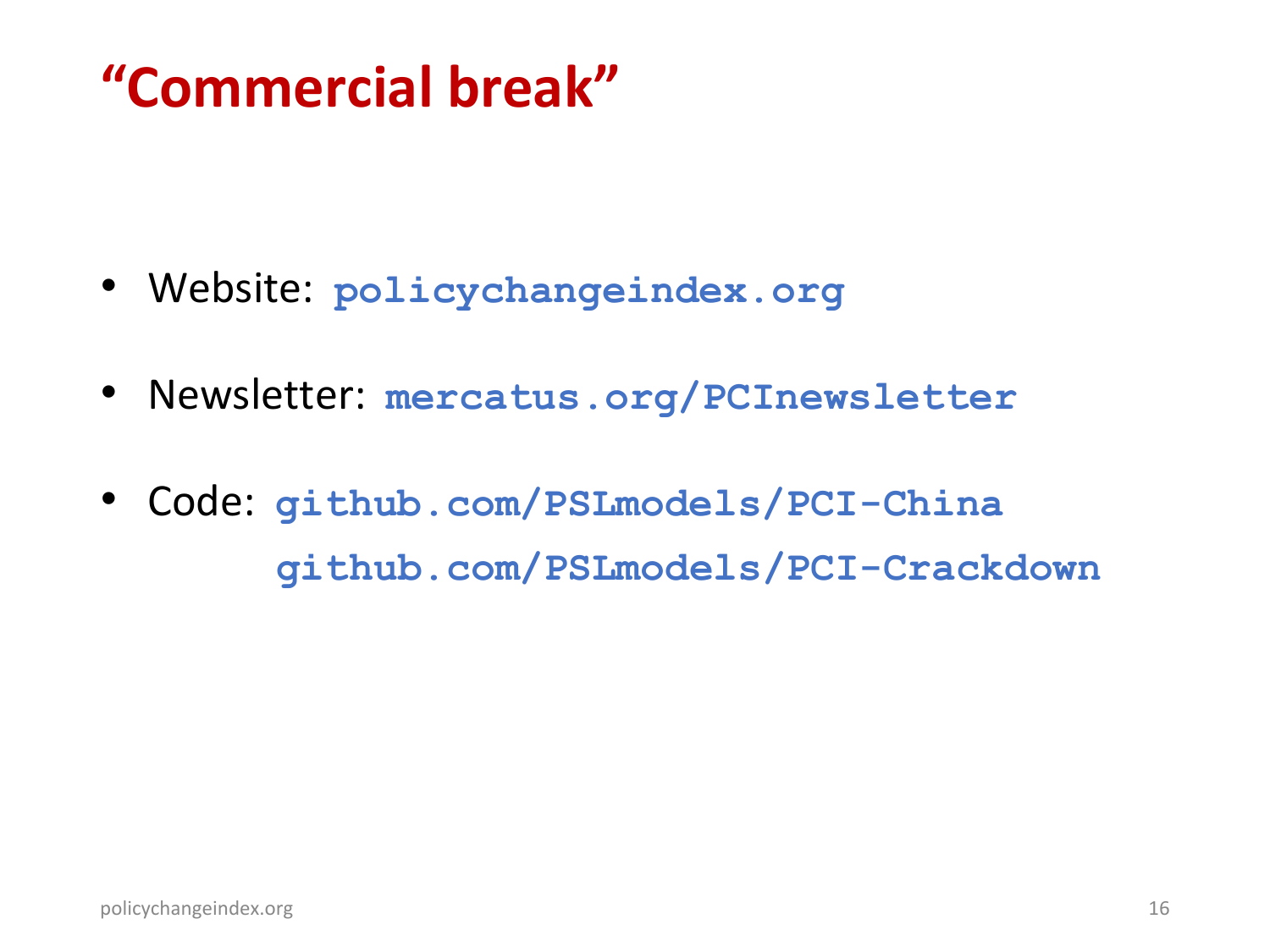# “Commercial break”

- Website: `policychangeindex.org`
- Newsletter: `mercatus.org/PCInewsletter`
- Code: `github.com/PSLmodels/PCI-China`
  `github.com/PSLmodels/PCI-Crackdown`